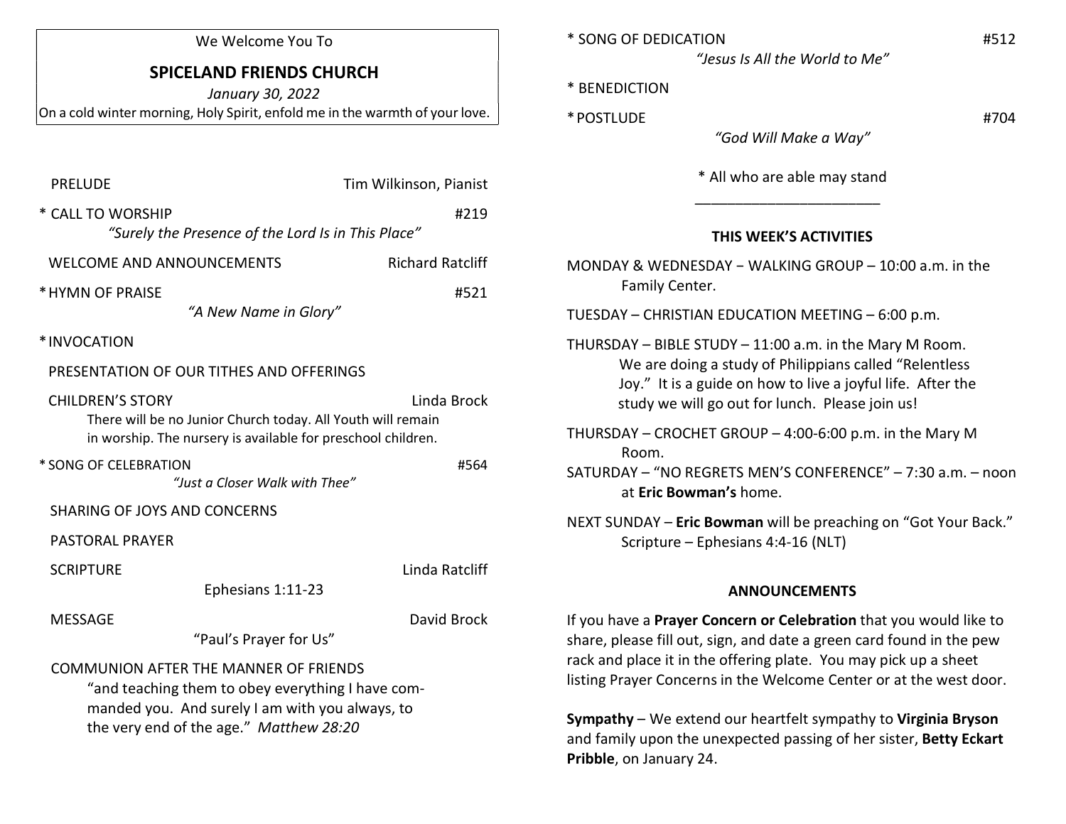We Welcome You To

# SPICELAND FRIENDS CHURCH

*January 30, 2022*

On a cold winter morning, Holy Spirit, enfold me in the warmth of your love.

PRELUDE — Tim Wilkinson, Pianist

* CALL TO WORSHIP — #219
  *"Surely the Presence of the Lord Is in This Place"*

WELCOME AND ANNOUNCEMENTS — Richard Ratcliff

* HYMN OF PRAISE — #521
  *"A New Name in Glory"*

* INVOCATION

PRESENTATION OF OUR TITHES AND OFFERINGS

CHILDREN'S STORY — Linda Brock
There will be no Junior Church today. All Youth will remain in worship. The nursery is available for preschool children.

* SONG OF CELEBRATION — #564
  *"Just a Closer Walk with Thee"*

SHARING OF JOYS AND CONCERNS

PASTORAL PRAYER

SCRIPTURE — Linda Ratcliff
Ephesians 1:11-23

MESSAGE — David Brock
"Paul's Prayer for Us"

COMMUNION AFTER THE MANNER OF FRIENDS
"and teaching them to obey everything I have commanded you. And surely I am with you always, to the very end of the age." *Matthew 28:20*

* SONG OF DEDICATION — #512
  *"Jesus Is All the World to Me"*

* BENEDICTION

* POSTLUDE — #704
  *"God Will Make a Way"*

* All who are able may stand

---

## THIS WEEK'S ACTIVITIES

MONDAY & WEDNESDAY – WALKING GROUP – 10:00 a.m. in the Family Center.

TUESDAY – CHRISTIAN EDUCATION MEETING – 6:00 p.m.

THURSDAY – BIBLE STUDY – 11:00 a.m. in the Mary M Room. We are doing a study of Philippians called "Relentless Joy." It is a guide on how to live a joyful life. After the study we will go out for lunch. Please join us!

THURSDAY – CROCHET GROUP – 4:00-6:00 p.m. in the Mary M Room.

SATURDAY – "NO REGRETS MEN'S CONFERENCE" – 7:30 a.m. – noon at **Eric Bowman's** home.

NEXT SUNDAY – **Eric Bowman** will be preaching on "Got Your Back." Scripture – Ephesians 4:4-16 (NLT)

## ANNOUNCEMENTS

If you have a **Prayer Concern or Celebration** that you would like to share, please fill out, sign, and date a green card found in the pew rack and place it in the offering plate. You may pick up a sheet listing Prayer Concerns in the Welcome Center or at the west door.

**Sympathy** – We extend our heartfelt sympathy to **Virginia Bryson** and family upon the unexpected passing of her sister, **Betty Eckart Pribble**, on January 24.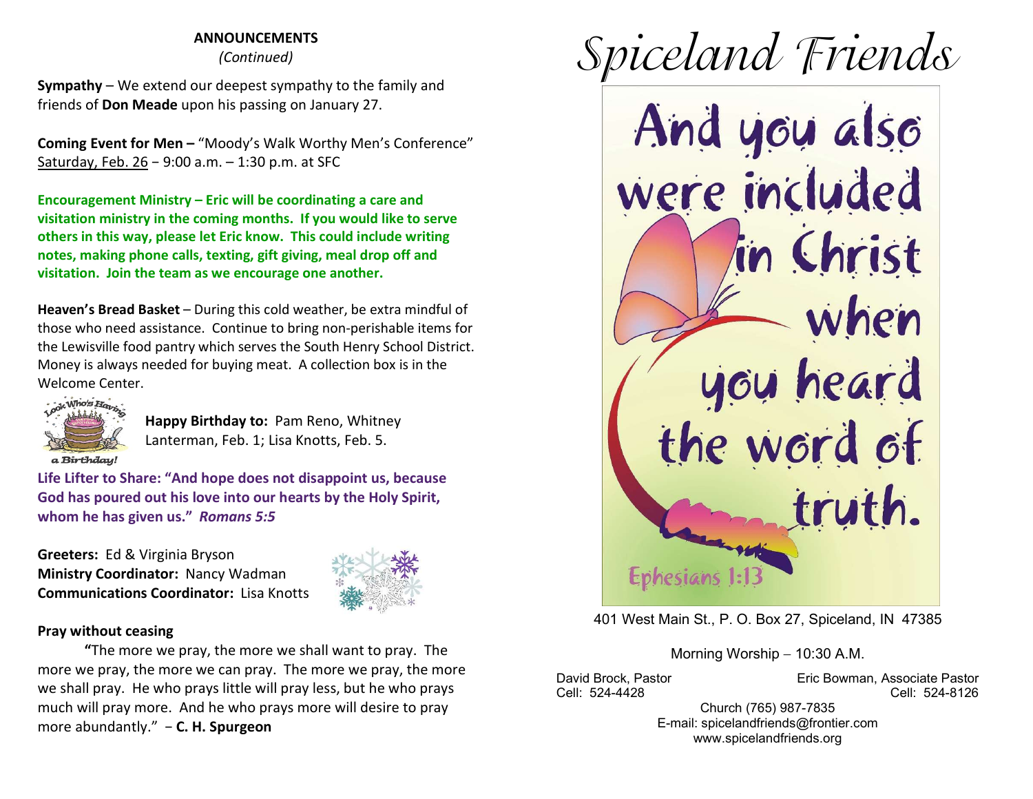## ANNOUNCEMENTS
*(Continued)*

**Sympathy** – We extend our deepest sympathy to the family and friends of **Don Meade** upon his passing on January 27.

**Coming Event for Men –** "Moody's Walk Worthy Men's Conference" Saturday, Feb. 26 – 9:00 a.m. – 1:30 p.m. at SFC

**Encouragement Ministry – Eric will be coordinating a care and visitation ministry in the coming months. If you would like to serve others in this way, please let Eric know. This could include writing notes, making phone calls, texting, gift giving, meal drop off and visitation. Join the team as we encourage one another.**

**Heaven's Bread Basket** – During this cold weather, be extra mindful of those who need assistance. Continue to bring non-perishable items for the Lewisville food pantry which serves the South Henry School District. Money is always needed for buying meat. A collection box is in the Welcome Center.

Look Who's Having a Birthday!

**Happy Birthday to:** Pam Reno, Whitney Lanterman, Feb. 1; Lisa Knotts, Feb. 5.

**Life Lifter to Share: "And hope does not disappoint us, because God has poured out his love into our hearts by the Holy Spirit, whom he has given us."** ***Romans 5:5***

**Greeters:** Ed & Virginia Bryson
**Ministry Coordinator:** Nancy Wadman
**Communications Coordinator:** Lisa Knotts

**Pray without ceasing**

**"**The more we pray, the more we shall want to pray. The more we pray, the more we can pray. The more we pray, the more we shall pray. He who prays little will pray less, but he who prays much will pray more. And he who prays more will desire to pray more abundantly." – **C. H. Spurgeon**

# Spiceland Friends

And you also were included in Christ when you heard the word of truth.
Ephesians 1:13

401 West Main St., P. O. Box 27, Spiceland, IN 47385

Morning Worship – 10:30 A.M.

David Brock, Pastor
Cell: 524-4428

Eric Bowman, Associate Pastor
Cell: 524-8126

Church (765) 987-7835
E-mail: spicelandfriends@frontier.com
www.spicelandfriends.org